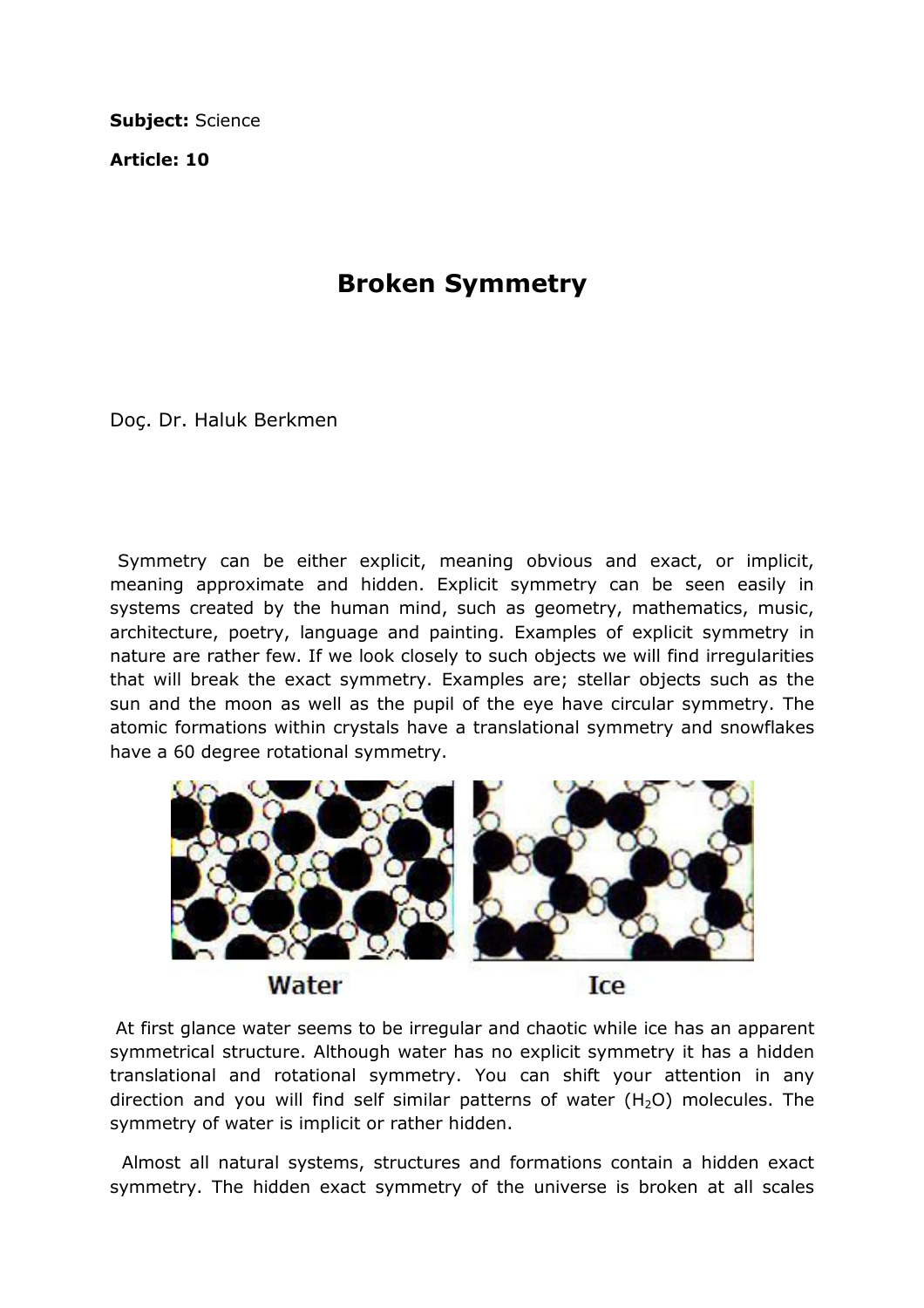**Subject:** Science

**Article: 10**

# Broken Symmetry

Doç. Dr. Haluk Berkmen

Symmetry can be either explicit, meaning obvious and exact, or implicit, meaning approximate and hidden. Explicit symmetry can be seen easily in systems created by the human mind, such as geometry, mathematics, music, architecture, poetry, language and painting. Examples of explicit symmetry in nature are rather few. If we look closely to such objects we will find irregularities that will break the exact symmetry. Examples are; stellar objects such as the sun and the moon as well as the pupil of the eye have circular symmetry. The atomic formations within crystals have a translational symmetry and snowflakes have a 60 degree rotational symmetry.

Water Ice

At first glance water seems to be irregular and chaotic while ice has an apparent symmetrical structure. Although water has no explicit symmetry it has a hidden translational and rotational symmetry. You can shift your attention in any direction and you will find self similar patterns of water ($H_2O$) molecules. The symmetry of water is implicit or rather hidden.

Almost all natural systems, structures and formations contain a hidden exact symmetry. The hidden exact symmetry of the universe is broken at all scales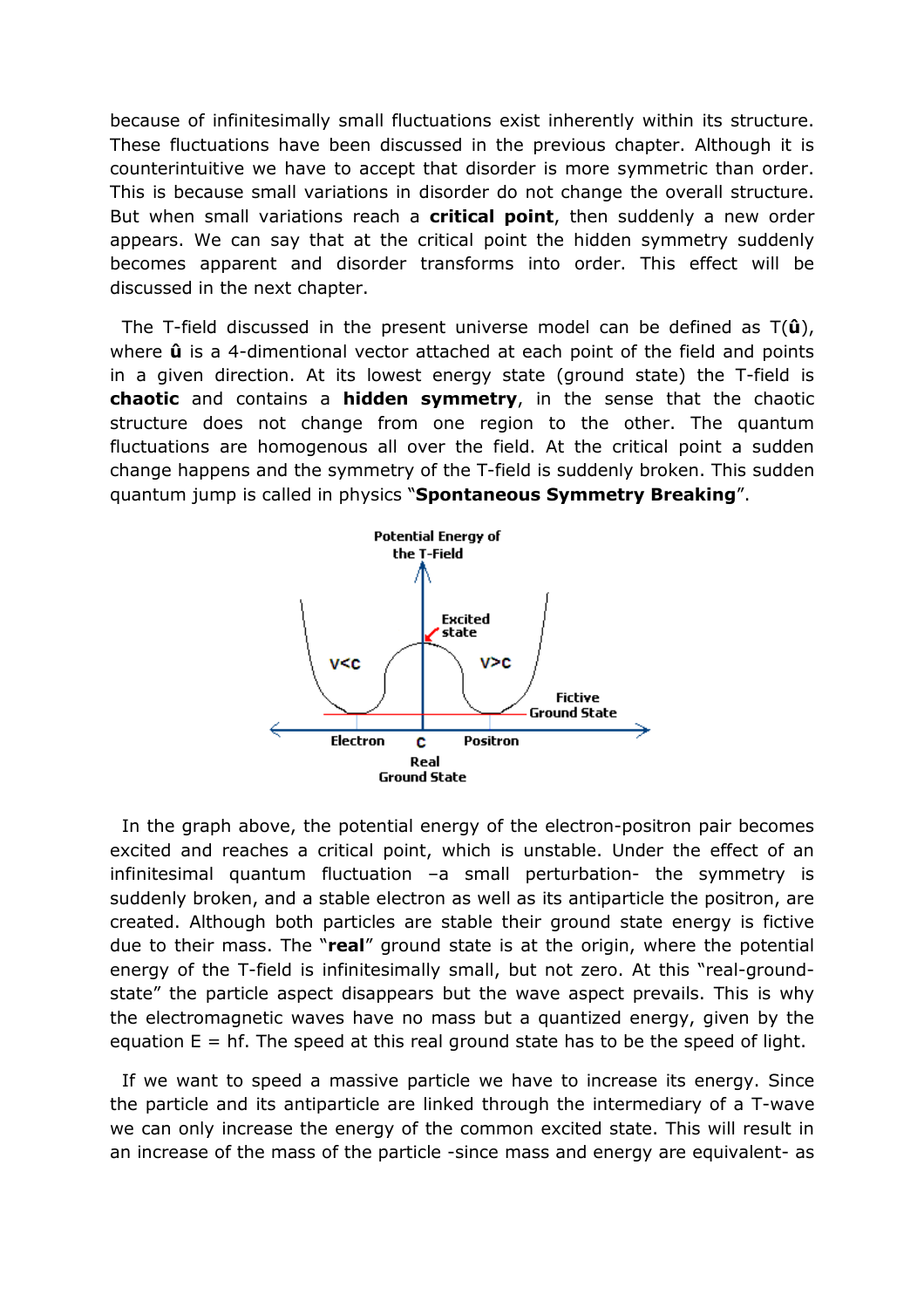because of infinitesimally small fluctuations exist inherently within its structure. These fluctuations have been discussed in the previous chapter. Although it is counterintuitive we have to accept that disorder is more symmetric than order. This is because small variations in disorder do not change the overall structure. But when small variations reach a **critical point**, then suddenly a new order appears. We can say that at the critical point the hidden symmetry suddenly becomes apparent and disorder transforms into order. This effect will be discussed in the next chapter.

The T-field discussed in the present universe model can be defined as T(**û**), where **û** is a 4-dimentional vector attached at each point of the field and points in a given direction. At its lowest energy state (ground state) the T-field is **chaotic** and contains a **hidden symmetry**, in the sense that the chaotic structure does not change from one region to the other. The quantum fluctuations are homogenous all over the field. At the critical point a sudden change happens and the symmetry of the T-field is suddenly broken. This sudden quantum jump is called in physics "**Spontaneous Symmetry Breaking**".

Potential Energy of the T-Field

Excited state

V<C

V>C

Fictive Ground State

Electron

C

Positron

Real Ground State

In the graph above, the potential energy of the electron-positron pair becomes excited and reaches a critical point, which is unstable. Under the effect of an infinitesimal quantum fluctuation –a small perturbation- the symmetry is suddenly broken, and a stable electron as well as its antiparticle the positron, are created. Although both particles are stable their ground state energy is fictive due to their mass. The "**real**" ground state is at the origin, where the potential energy of the T-field is infinitesimally small, but not zero. At this "real-ground-state" the particle aspect disappears but the wave aspect prevails. This is why the electromagnetic waves have no mass but a quantized energy, given by the equation $E = hf$. The speed at this real ground state has to be the speed of light.

If we want to speed a massive particle we have to increase its energy. Since the particle and its antiparticle are linked through the intermediary of a T-wave we can only increase the energy of the common excited state. This will result in an increase of the mass of the particle -since mass and energy are equivalent- as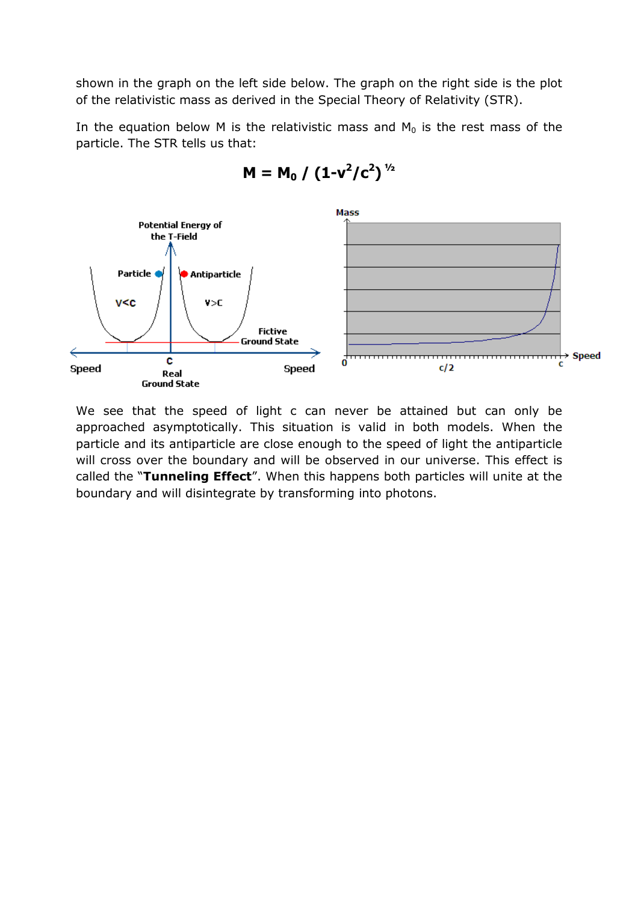shown in the graph on the left side below. The graph on the right side is the plot of the relativistic mass as derived in the Special Theory of Relativity (STR).

In the equation below M is the relativistic mass and $M_0$ is the rest mass of the particle. The STR tells us that:

$$\mathbf{M = M_0 / (1-v^2/c^2)^{1/2}}$$

Potential Energy of the T-Field

Particle

Antiparticle

V<C

V>C

Fictive Ground State

Speed

C

Real Ground State

Speed

Mass

Speed

0

c/2

c

We see that the speed of light c can never be attained but can only be approached asymptotically. This situation is valid in both models. When the particle and its antiparticle are close enough to the speed of light the antiparticle will cross over the boundary and will be observed in our universe. This effect is called the "**Tunneling Effect**". When this happens both particles will unite at the boundary and will disintegrate by transforming into photons.